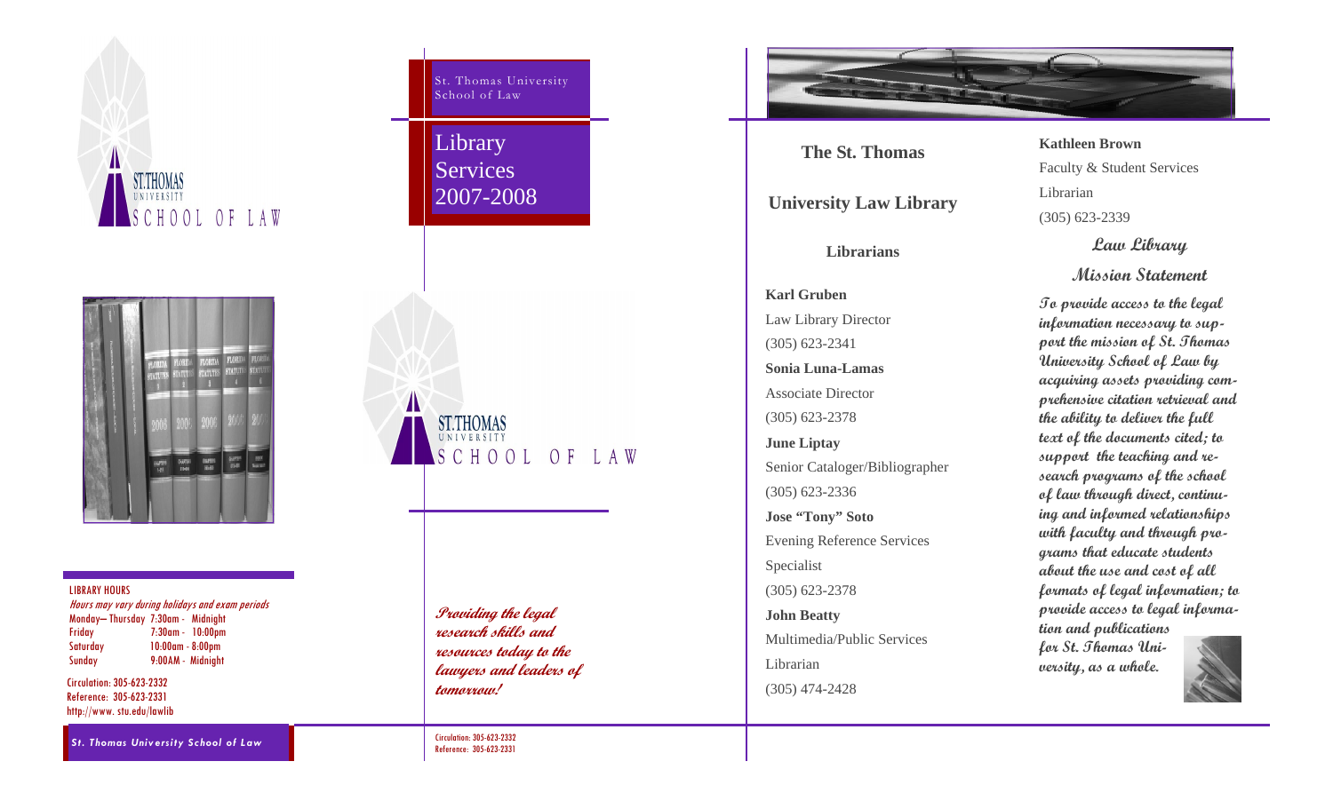ST.THOMAS UNIVERSITY SCHOOL OF LAW

LIBRARY HOURS

*Hours may vary during holidays and exam periods*

| | |
|---|---|
| Monday— Thursday | 7:30am - Midnight |
| Friday | 7:30am - 10:00pm |
| Saturday | 10:00am - 8:00pm |
| Sunday | 9:00AM - Midnight |

Circulation: 305-623-2332
Reference: 305-623-2331
http://www.stu.edu/lawlib

***St. Thomas University School of Law***

St. Thomas University School of Law

# Library Services 2007-2008

ST.THOMAS UNIVERSITY SCHOOL OF LAW

***Providing the legal research skills and resources today to the lawyers and leaders of tomorrow!***

Circulation: 305-623-2332
Reference: 305-623-2331

## The St. Thomas University Law Library

### Librarians

**Karl Gruben**
Law Library Director
(305) 623-2341

**Sonia Luna-Lamas**
Associate Director
(305) 623-2378

**June Liptay**
Senior Cataloger/Bibliographer
(305) 623-2336

**Jose "Tony" Soto**
Evening Reference Services Specialist
(305) 623-2378

**John Beatty**
Multimedia/Public Services Librarian
(305) 474-2428

**Kathleen Brown**
Faculty & Student Services Librarian
(305) 623-2339

### Law Library Mission Statement

***To provide access to the legal information necessary to support the mission of St. Thomas University School of Law by acquiring assets providing comprehensive citation retrieval and the ability to deliver the full text of the documents cited; to support the teaching and research programs of the school of law through direct, continuing and informed relationships with faculty and through programs that educate students about the use and cost of all formats of legal information; to provide access to legal information and publications for St. Thomas University, as a whole.***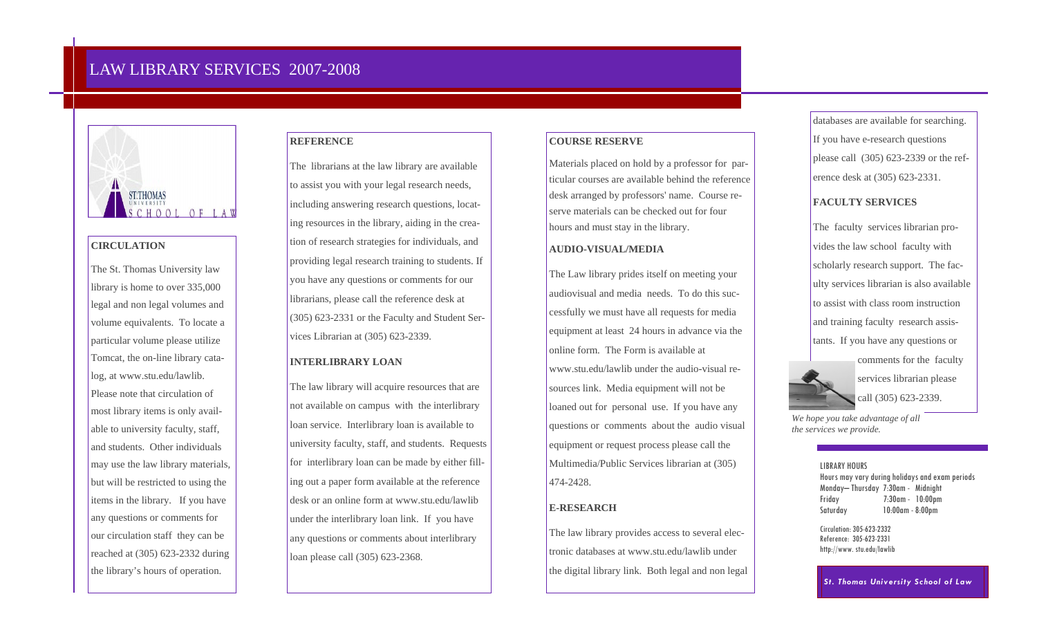# LAW LIBRARY SERVICES 2007-2008

ST.THOMAS UNIVERSITY SCHOOL OF LAW

## CIRCULATION

The St. Thomas University law library is home to over 335,000 legal and non legal volumes and volume equivalents. To locate a particular volume please utilize Tomcat, the on-line library catalog, at www.stu.edu/lawlib. Please note that circulation of most library items is only available to university faculty, staff, and students. Other individuals may use the law library materials, but will be restricted to using the items in the library. If you have any questions or comments for our circulation staff they can be reached at (305) 623-2332 during the library's hours of operation.

## REFERENCE

The librarians at the law library are available to assist you with your legal research needs, including answering research questions, locating resources in the library, aiding in the creation of research strategies for individuals, and providing legal research training to students. If you have any questions or comments for our librarians, please call the reference desk at (305) 623-2331 or the Faculty and Student Services Librarian at (305) 623-2339.

## INTERLIBRARY LOAN

The law library will acquire resources that are not available on campus with the interlibrary loan service. Interlibrary loan is available to university faculty, staff, and students. Requests for interlibrary loan can be made by either filling out a paper form available at the reference desk or an online form at www.stu.edu/lawlib under the interlibrary loan link. If you have any questions or comments about interlibrary loan please call (305) 623-2368.

## COURSE RESERVE

Materials placed on hold by a professor for particular courses are available behind the reference desk arranged by professors' name. Course reserve materials can be checked out for four hours and must stay in the library.

## AUDIO-VISUAL/MEDIA

The Law library prides itself on meeting your audiovisual and media needs. To do this successfully we must have all requests for media equipment at least 24 hours in advance via the online form. The Form is available at www.stu.edu/lawlib under the audio-visual resources link. Media equipment will not be loaned out for personal use. If you have any questions or comments about the audio visual equipment or request process please call the Multimedia/Public Services librarian at (305) 474-2428.

## E-RESEARCH

The law library provides access to several electronic databases at www.stu.edu/lawlib under the digital library link. Both legal and non legal databases are available for searching. If you have e-research questions please call (305) 623-2339 or the reference desk at (305) 623-2331.

## FACULTY SERVICES

The faculty services librarian provides the law school faculty with scholarly research support. The faculty services librarian is also available to assist with class room instruction and training faculty research assistants. If you have any questions or comments for the faculty services librarian please call (305) 623-2339.

*We hope you take advantage of all the services we provide.*

LIBRARY HOURS

Hours may vary during holidays and exam periods

| | |
|---|---|
| Monday— Thursday | 7:30am - Midnight |
| Friday | 7:30am - 10:00pm |
| Saturday | 10:00am - 8:00pm |

Circulation: 305-623-2332
Reference: 305-623-2331
http://www.stu.edu/lawlib

***St. Thomas University School of Law***